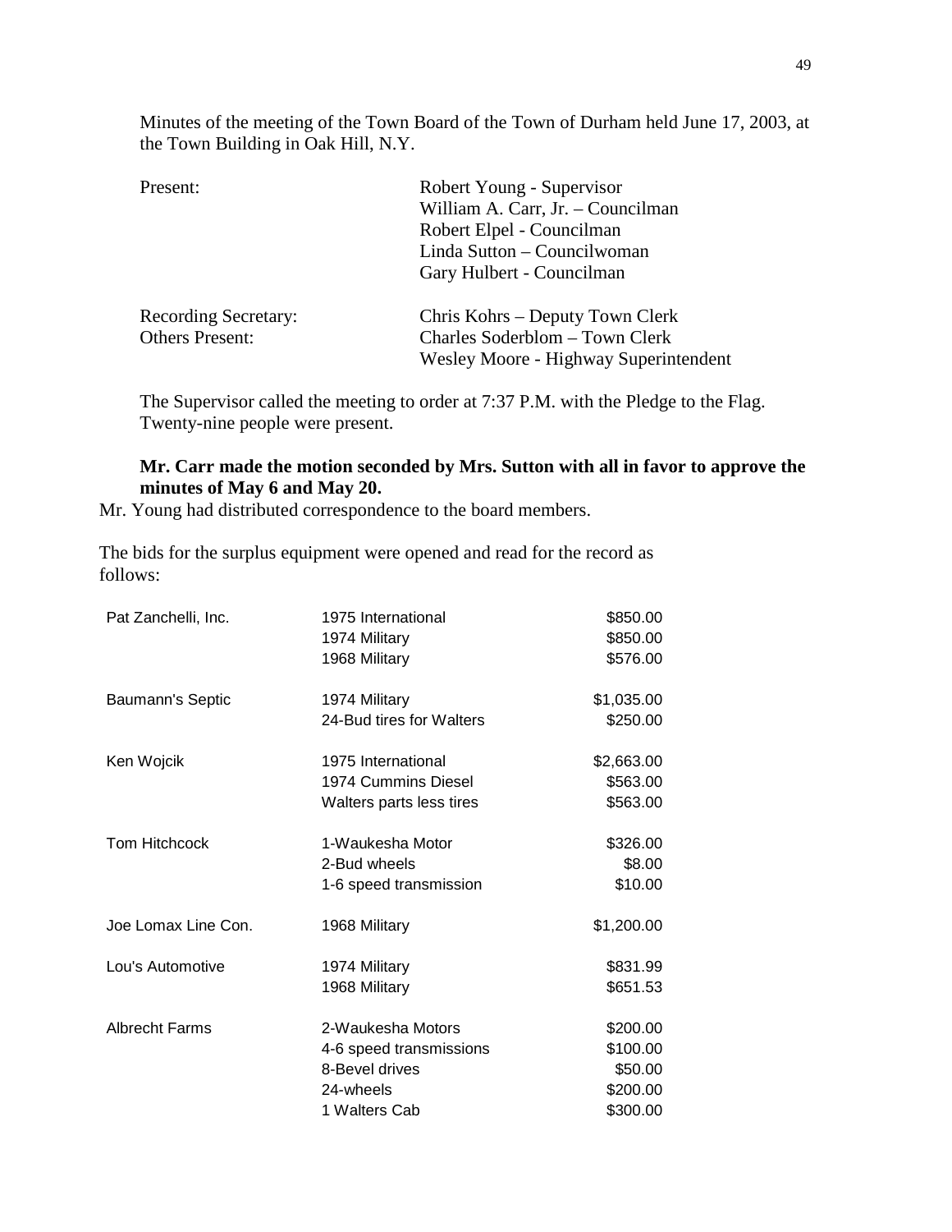Minutes of the meeting of the Town Board of the Town of Durham held June 17, 2003, at the Town Building in Oak Hill, N.Y.

| | |
|---|---|
| Present: | Robert Young - Supervisor |
| | William A. Carr, Jr. – Councilman |
| | Robert Elpel - Councilman |
| | Linda Sutton – Councilwoman |
| | Gary Hulbert - Councilman |
| Recording Secretary: | Chris Kohrs – Deputy Town Clerk |
| Others Present: | Charles Soderblom – Town Clerk |
| | Wesley Moore - Highway Superintendent |

The Supervisor called the meeting to order at 7:37 P.M. with the Pledge to the Flag. Twenty-nine people were present.

**Mr. Carr made the motion seconded by Mrs. Sutton with all in favor to approve the minutes of May 6 and May 20.**

Mr. Young had distributed correspondence to the board members.

The bids for the surplus equipment were opened and read for the record as follows:

| | | |
|---|---|---|
| Pat Zanchelli, Inc. | 1975 International | $850.00 |
| | 1974 Military | $850.00 |
| | 1968 Military | $576.00 |
| Baumann's Septic | 1974 Military | $1,035.00 |
| | 24-Bud tires for Walters | $250.00 |
| Ken Wojcik | 1975 International | $2,663.00 |
| | 1974 Cummins Diesel | $563.00 |
| | Walters parts less tires | $563.00 |
| Tom Hitchcock | 1-Waukesha Motor | $326.00 |
| | 2-Bud wheels | $8.00 |
| | 1-6 speed transmission | $10.00 |
| Joe Lomax Line Con. | 1968 Military | $1,200.00 |
| Lou's Automotive | 1974 Military | $831.99 |
| | 1968 Military | $651.53 |
| Albrecht Farms | 2-Waukesha Motors | $200.00 |
| | 4-6 speed transmissions | $100.00 |
| | 8-Bevel drives | $50.00 |
| | 24-wheels | $200.00 |
| | 1 Walters Cab | $300.00 |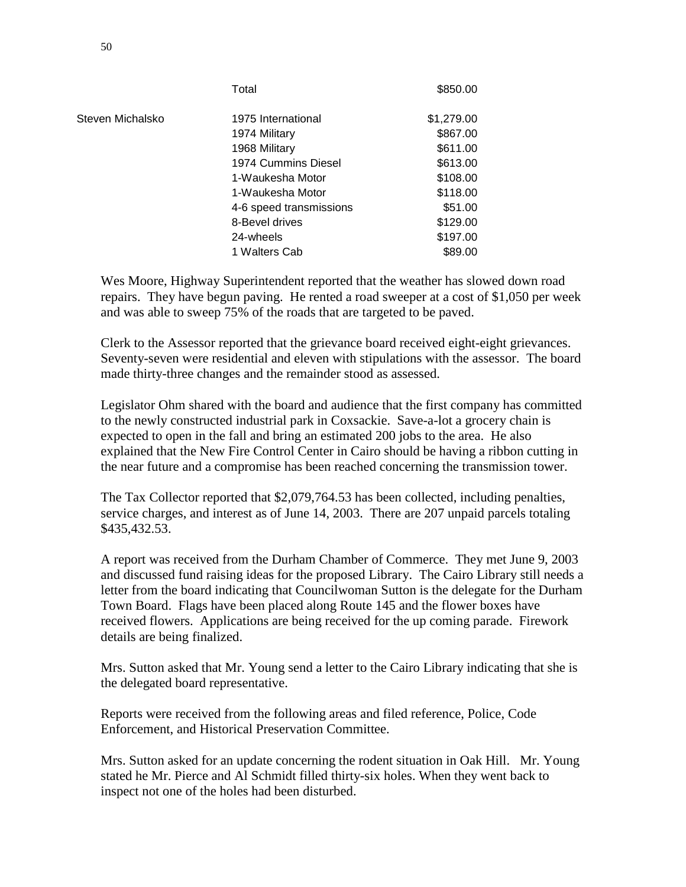| | | |
|---|---|---|
| | Total | $850.00 |
| Steven Michalsko | 1975 International | $1,279.00 |
| | 1974 Military | $867.00 |
| | 1968 Military | $611.00 |
| | 1974 Cummins Diesel | $613.00 |
| | 1-Waukesha Motor | $108.00 |
| | 1-Waukesha Motor | $118.00 |
| | 4-6 speed transmissions | $51.00 |
| | 8-Bevel drives | $129.00 |
| | 24-wheels | $197.00 |
| | 1 Walters Cab | $89.00 |

Wes Moore, Highway Superintendent reported that the weather has slowed down road repairs. They have begun paving. He rented a road sweeper at a cost of $1,050 per week and was able to sweep 75% of the roads that are targeted to be paved.

Clerk to the Assessor reported that the grievance board received eight-eight grievances. Seventy-seven were residential and eleven with stipulations with the assessor. The board made thirty-three changes and the remainder stood as assessed.

Legislator Ohm shared with the board and audience that the first company has committed to the newly constructed industrial park in Coxsackie. Save-a-lot a grocery chain is expected to open in the fall and bring an estimated 200 jobs to the area. He also explained that the New Fire Control Center in Cairo should be having a ribbon cutting in the near future and a compromise has been reached concerning the transmission tower.

The Tax Collector reported that $2,079,764.53 has been collected, including penalties, service charges, and interest as of June 14, 2003. There are 207 unpaid parcels totaling $435,432.53.

A report was received from the Durham Chamber of Commerce. They met June 9, 2003 and discussed fund raising ideas for the proposed Library. The Cairo Library still needs a letter from the board indicating that Councilwoman Sutton is the delegate for the Durham Town Board. Flags have been placed along Route 145 and the flower boxes have received flowers. Applications are being received for the up coming parade. Firework details are being finalized.

Mrs. Sutton asked that Mr. Young send a letter to the Cairo Library indicating that she is the delegated board representative.

Reports were received from the following areas and filed reference, Police, Code Enforcement, and Historical Preservation Committee.

Mrs. Sutton asked for an update concerning the rodent situation in Oak Hill. Mr. Young stated he Mr. Pierce and Al Schmidt filled thirty-six holes. When they went back to inspect not one of the holes had been disturbed.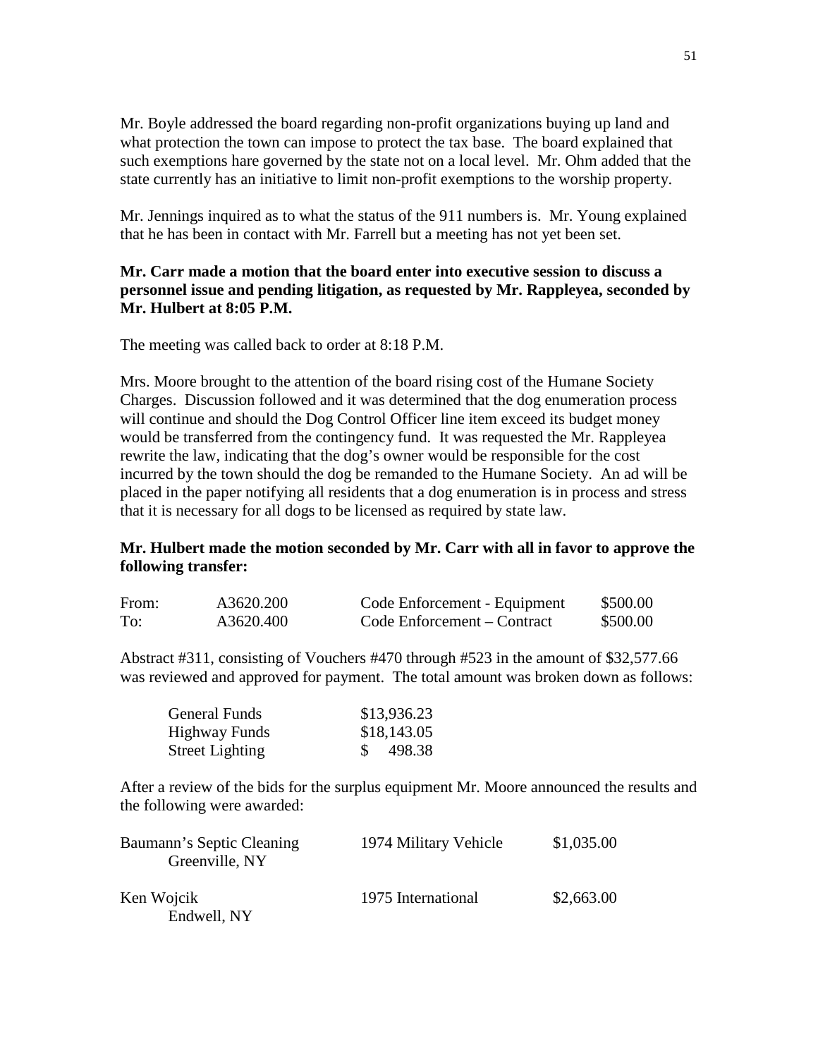Mr. Boyle addressed the board regarding non-profit organizations buying up land and what protection the town can impose to protect the tax base. The board explained that such exemptions hare governed by the state not on a local level. Mr. Ohm added that the state currently has an initiative to limit non-profit exemptions to the worship property.

Mr. Jennings inquired as to what the status of the 911 numbers is. Mr. Young explained that he has been in contact with Mr. Farrell but a meeting has not yet been set.

**Mr. Carr made a motion that the board enter into executive session to discuss a personnel issue and pending litigation, as requested by Mr. Rappleyea, seconded by Mr. Hulbert at 8:05 P.M.**

The meeting was called back to order at 8:18 P.M.

Mrs. Moore brought to the attention of the board rising cost of the Humane Society Charges. Discussion followed and it was determined that the dog enumeration process will continue and should the Dog Control Officer line item exceed its budget money would be transferred from the contingency fund. It was requested the Mr. Rappleyea rewrite the law, indicating that the dog's owner would be responsible for the cost incurred by the town should the dog be remanded to the Humane Society. An ad will be placed in the paper notifying all residents that a dog enumeration is in process and stress that it is necessary for all dogs to be licensed as required by state law.

**Mr. Hulbert made the motion seconded by Mr. Carr with all in favor to approve the following transfer:**

| | | | |
|---|---|---|---|
| From: | A3620.200 | Code Enforcement - Equipment | $500.00 |
| To: | A3620.400 | Code Enforcement – Contract | $500.00 |

Abstract #311, consisting of Vouchers #470 through #523 in the amount of $32,577.66 was reviewed and approved for payment. The total amount was broken down as follows:

| | |
|---|---|
| General Funds | $13,936.23 |
| Highway Funds | $18,143.05 |
| Street Lighting | $ 498.38 |

After a review of the bids for the surplus equipment Mr. Moore announced the results and the following were awarded:

| | | |
|---|---|---|
| Baumann's Septic Cleaning<br>Greenville, NY | 1974 Military Vehicle | $1,035.00 |
| Ken Wojcik<br>Endwell, NY | 1975 International | $2,663.00 |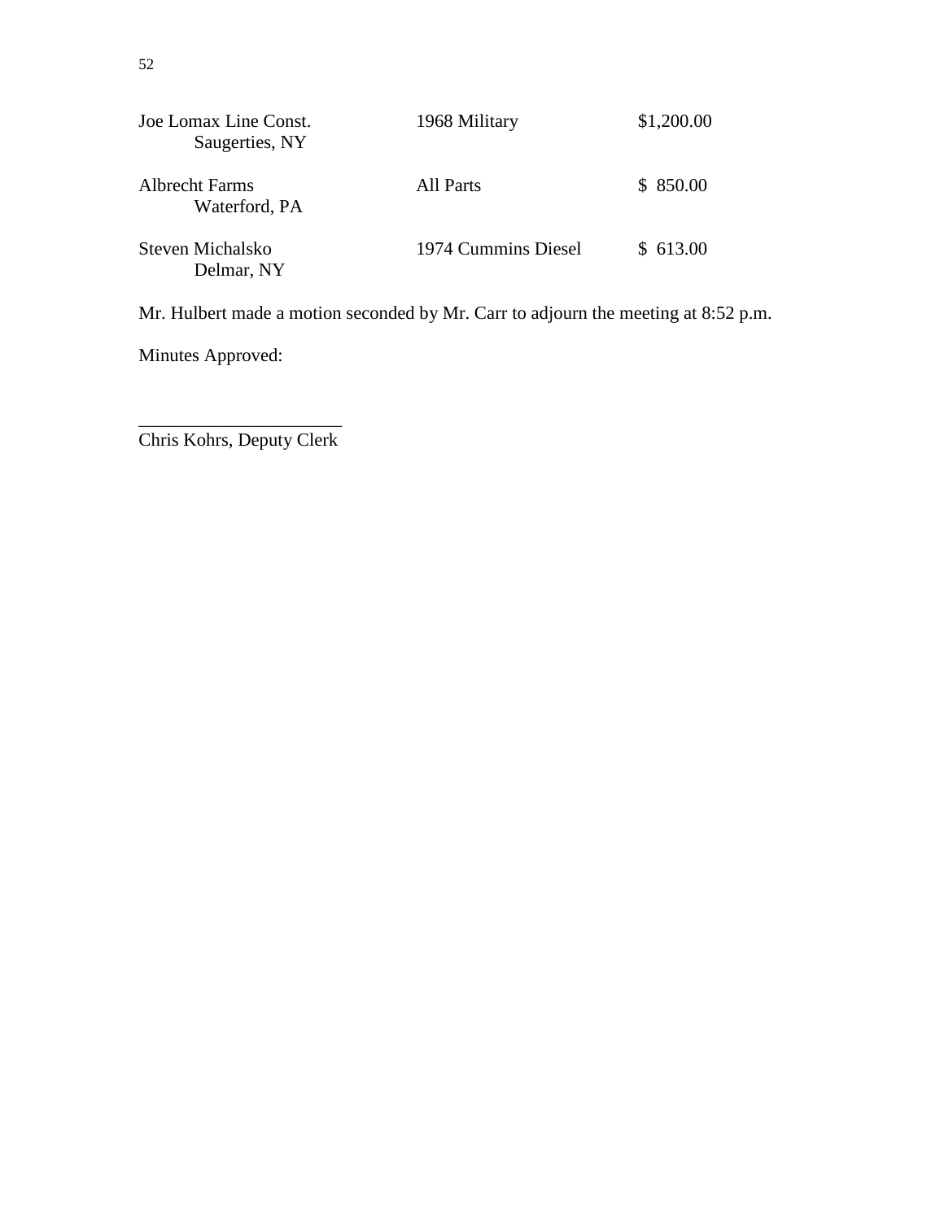| | | |
|---|---|---|
| Joe Lomax Line Const.<br>Saugerties, NY | 1968 Military | $1,200.00 |
| Albrecht Farms<br>Waterford, PA | All Parts | $ 850.00 |
| Steven Michalsko<br>Delmar, NY | 1974 Cummins Diesel | $ 613.00 |

Mr. Hulbert made a motion seconded by Mr. Carr to adjourn the meeting at 8:52 p.m.

Minutes Approved:

______________________

Chris Kohrs, Deputy Clerk